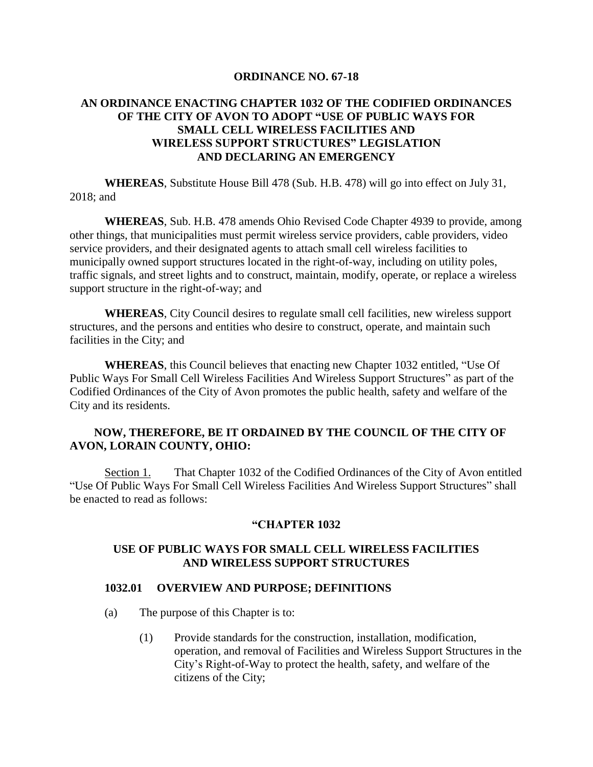# ORDINANCE NO. 67-18

## AN ORDINANCE ENACTING CHAPTER 1032 OF THE CODIFIED ORDINANCES OF THE CITY OF AVON TO ADOPT "USE OF PUBLIC WAYS FOR SMALL CELL WIRELESS FACILITIES AND WIRELESS SUPPORT STRUCTURES" LEGISLATION AND DECLARING AN EMERGENCY

**WHEREAS**, Substitute House Bill 478 (Sub. H.B. 478) will go into effect on July 31, 2018; and

**WHEREAS**, Sub. H.B. 478 amends Ohio Revised Code Chapter 4939 to provide, among other things, that municipalities must permit wireless service providers, cable providers, video service providers, and their designated agents to attach small cell wireless facilities to municipally owned support structures located in the right-of-way, including on utility poles, traffic signals, and street lights and to construct, maintain, modify, operate, or replace a wireless support structure in the right-of-way; and

**WHEREAS**, City Council desires to regulate small cell facilities, new wireless support structures, and the persons and entities who desire to construct, operate, and maintain such facilities in the City; and

**WHEREAS**, this Council believes that enacting new Chapter 1032 entitled, "Use Of Public Ways For Small Cell Wireless Facilities And Wireless Support Structures" as part of the Codified Ordinances of the City of Avon promotes the public health, safety and welfare of the City and its residents.

**NOW, THEREFORE, BE IT ORDAINED BY THE COUNCIL OF THE CITY OF AVON, LORAIN COUNTY, OHIO:**

Section 1. That Chapter 1032 of the Codified Ordinances of the City of Avon entitled "Use Of Public Ways For Small Cell Wireless Facilities And Wireless Support Structures" shall be enacted to read as follows:

## "CHAPTER 1032

## USE OF PUBLIC WAYS FOR SMALL CELL WIRELESS FACILITIES AND WIRELESS SUPPORT STRUCTURES

### 1032.01 OVERVIEW AND PURPOSE; DEFINITIONS

(a) The purpose of this Chapter is to:

(1) Provide standards for the construction, installation, modification, operation, and removal of Facilities and Wireless Support Structures in the City's Right-of-Way to protect the health, safety, and welfare of the citizens of the City;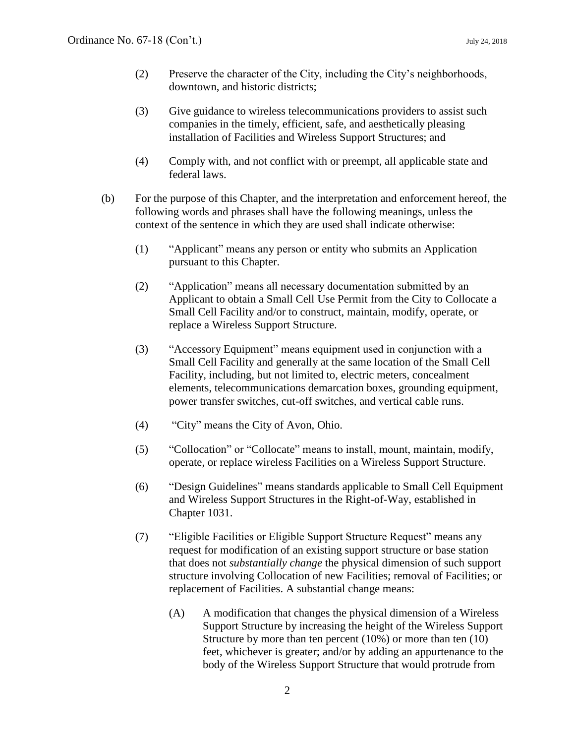(2) Preserve the character of the City, including the City's neighborhoods, downtown, and historic districts;

(3) Give guidance to wireless telecommunications providers to assist such companies in the timely, efficient, safe, and aesthetically pleasing installation of Facilities and Wireless Support Structures; and

(4) Comply with, and not conflict with or preempt, all applicable state and federal laws.

(b) For the purpose of this Chapter, and the interpretation and enforcement hereof, the following words and phrases shall have the following meanings, unless the context of the sentence in which they are used shall indicate otherwise:

(1) "Applicant" means any person or entity who submits an Application pursuant to this Chapter.

(2) "Application" means all necessary documentation submitted by an Applicant to obtain a Small Cell Use Permit from the City to Collocate a Small Cell Facility and/or to construct, maintain, modify, operate, or replace a Wireless Support Structure.

(3) "Accessory Equipment" means equipment used in conjunction with a Small Cell Facility and generally at the same location of the Small Cell Facility, including, but not limited to, electric meters, concealment elements, telecommunications demarcation boxes, grounding equipment, power transfer switches, cut-off switches, and vertical cable runs.

(4) "City" means the City of Avon, Ohio.

(5) "Collocation" or "Collocate" means to install, mount, maintain, modify, operate, or replace wireless Facilities on a Wireless Support Structure.

(6) "Design Guidelines" means standards applicable to Small Cell Equipment and Wireless Support Structures in the Right-of-Way, established in Chapter 1031.

(7) "Eligible Facilities or Eligible Support Structure Request" means any request for modification of an existing support structure or base station that does not *substantially change* the physical dimension of such support structure involving Collocation of new Facilities; removal of Facilities; or replacement of Facilities. A substantial change means:

(A) A modification that changes the physical dimension of a Wireless Support Structure by increasing the height of the Wireless Support Structure by more than ten percent (10%) or more than ten (10) feet, whichever is greater; and/or by adding an appurtenance to the body of the Wireless Support Structure that would protrude from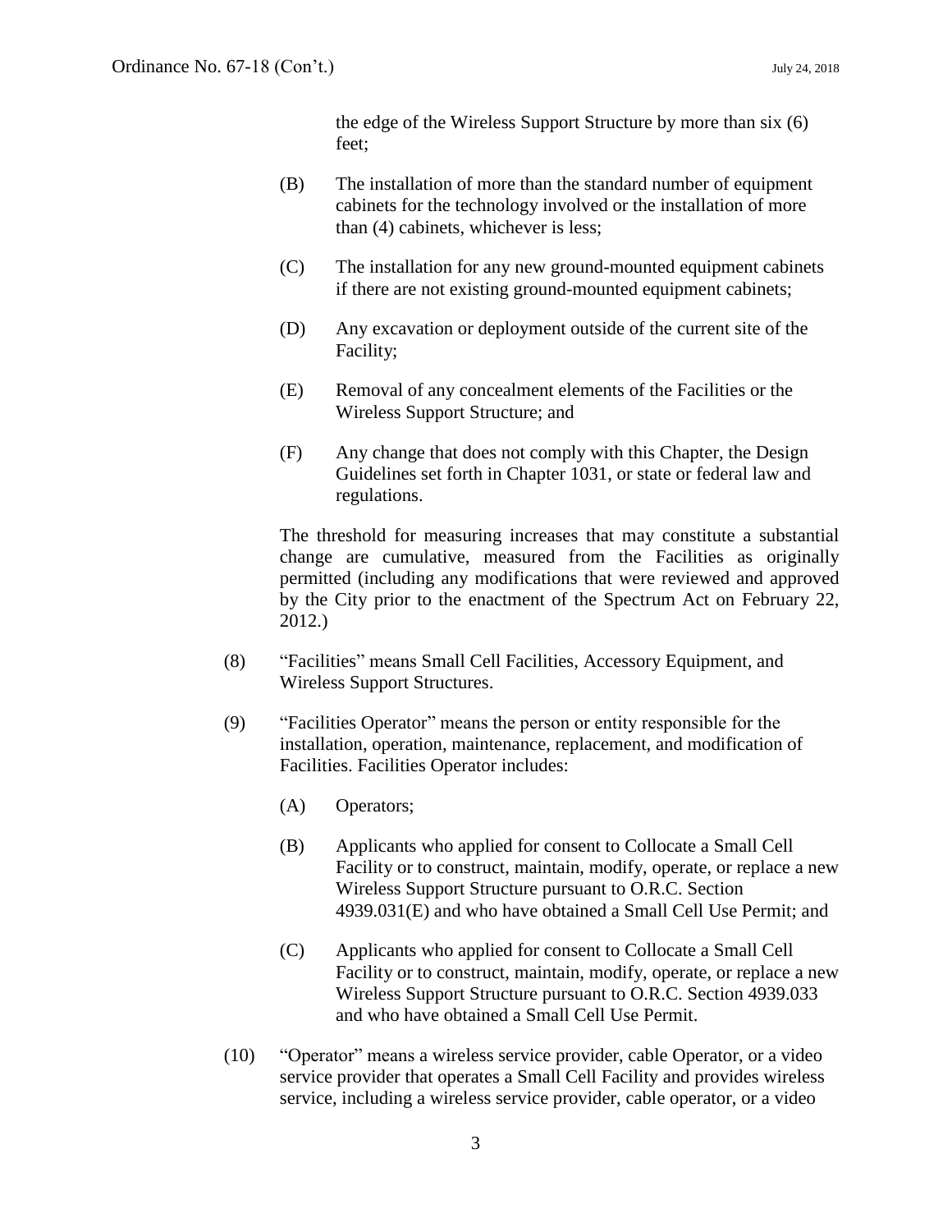the edge of the Wireless Support Structure by more than six (6) feet;

(B) The installation of more than the standard number of equipment cabinets for the technology involved or the installation of more than (4) cabinets, whichever is less;

(C) The installation for any new ground-mounted equipment cabinets if there are not existing ground-mounted equipment cabinets;

(D) Any excavation or deployment outside of the current site of the Facility;

(E) Removal of any concealment elements of the Facilities or the Wireless Support Structure; and

(F) Any change that does not comply with this Chapter, the Design Guidelines set forth in Chapter 1031, or state or federal law and regulations.

The threshold for measuring increases that may constitute a substantial change are cumulative, measured from the Facilities as originally permitted (including any modifications that were reviewed and approved by the City prior to the enactment of the Spectrum Act on February 22, 2012.)

(8) "Facilities" means Small Cell Facilities, Accessory Equipment, and Wireless Support Structures.

(9) "Facilities Operator" means the person or entity responsible for the installation, operation, maintenance, replacement, and modification of Facilities. Facilities Operator includes:

(A) Operators;

(B) Applicants who applied for consent to Collocate a Small Cell Facility or to construct, maintain, modify, operate, or replace a new Wireless Support Structure pursuant to O.R.C. Section 4939.031(E) and who have obtained a Small Cell Use Permit; and

(C) Applicants who applied for consent to Collocate a Small Cell Facility or to construct, maintain, modify, operate, or replace a new Wireless Support Structure pursuant to O.R.C. Section 4939.033 and who have obtained a Small Cell Use Permit.

(10) "Operator" means a wireless service provider, cable Operator, or a video service provider that operates a Small Cell Facility and provides wireless service, including a wireless service provider, cable operator, or a video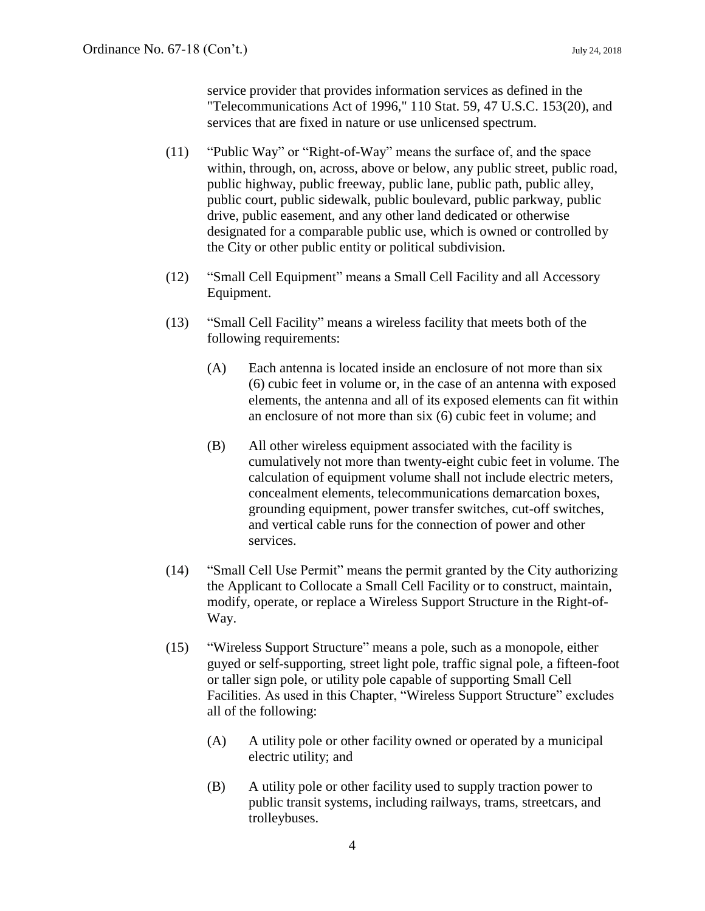service provider that provides information services as defined in the "Telecommunications Act of 1996," 110 Stat. 59, 47 U.S.C. 153(20), and services that are fixed in nature or use unlicensed spectrum.

(11) "Public Way" or "Right-of-Way" means the surface of, and the space within, through, on, across, above or below, any public street, public road, public highway, public freeway, public lane, public path, public alley, public court, public sidewalk, public boulevard, public parkway, public drive, public easement, and any other land dedicated or otherwise designated for a comparable public use, which is owned or controlled by the City or other public entity or political subdivision.

(12) "Small Cell Equipment" means a Small Cell Facility and all Accessory Equipment.

(13) "Small Cell Facility" means a wireless facility that meets both of the following requirements:

(A) Each antenna is located inside an enclosure of not more than six (6) cubic feet in volume or, in the case of an antenna with exposed elements, the antenna and all of its exposed elements can fit within an enclosure of not more than six (6) cubic feet in volume; and

(B) All other wireless equipment associated with the facility is cumulatively not more than twenty-eight cubic feet in volume. The calculation of equipment volume shall not include electric meters, concealment elements, telecommunications demarcation boxes, grounding equipment, power transfer switches, cut-off switches, and vertical cable runs for the connection of power and other services.

(14) "Small Cell Use Permit" means the permit granted by the City authorizing the Applicant to Collocate a Small Cell Facility or to construct, maintain, modify, operate, or replace a Wireless Support Structure in the Right-of-Way.

(15) "Wireless Support Structure" means a pole, such as a monopole, either guyed or self-supporting, street light pole, traffic signal pole, a fifteen-foot or taller sign pole, or utility pole capable of supporting Small Cell Facilities. As used in this Chapter, "Wireless Support Structure" excludes all of the following:

(A) A utility pole or other facility owned or operated by a municipal electric utility; and

(B) A utility pole or other facility used to supply traction power to public transit systems, including railways, trams, streetcars, and trolleybuses.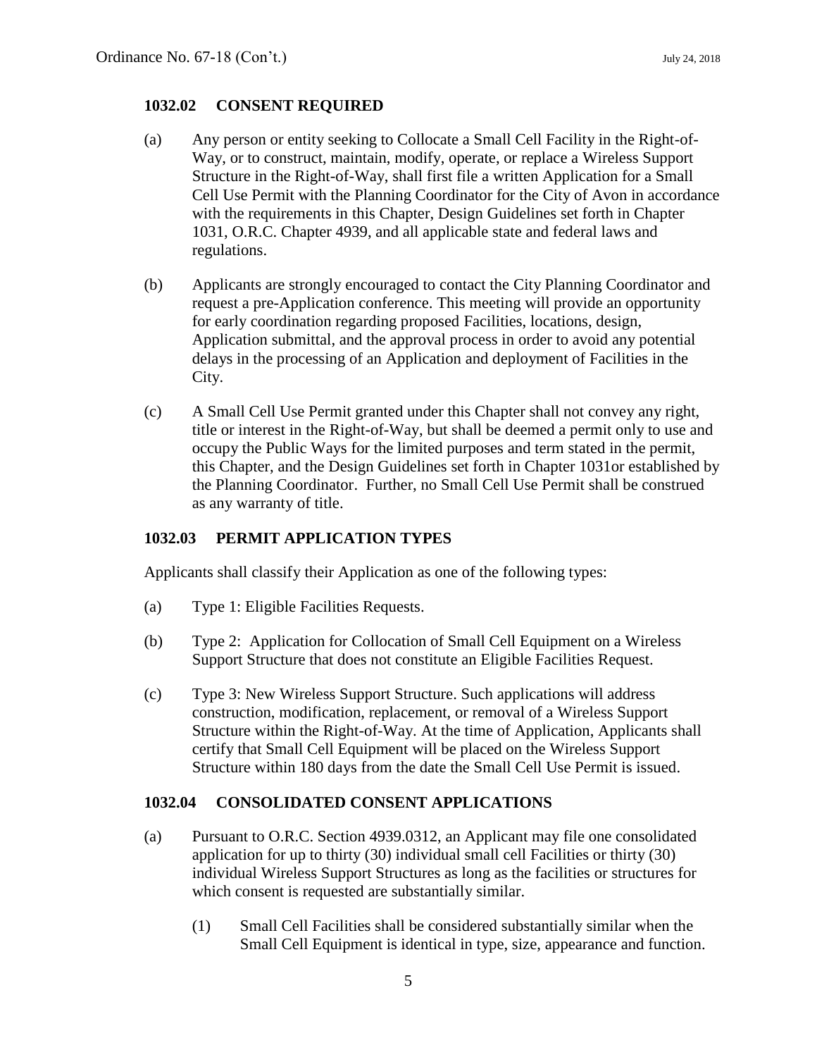### 1032.02 CONSENT REQUIRED

(a) Any person or entity seeking to Collocate a Small Cell Facility in the Right-of-Way, or to construct, maintain, modify, operate, or replace a Wireless Support Structure in the Right-of-Way, shall first file a written Application for a Small Cell Use Permit with the Planning Coordinator for the City of Avon in accordance with the requirements in this Chapter, Design Guidelines set forth in Chapter 1031, O.R.C. Chapter 4939, and all applicable state and federal laws and regulations.

(b) Applicants are strongly encouraged to contact the City Planning Coordinator and request a pre-Application conference. This meeting will provide an opportunity for early coordination regarding proposed Facilities, locations, design, Application submittal, and the approval process in order to avoid any potential delays in the processing of an Application and deployment of Facilities in the City.

(c) A Small Cell Use Permit granted under this Chapter shall not convey any right, title or interest in the Right-of-Way, but shall be deemed a permit only to use and occupy the Public Ways for the limited purposes and term stated in the permit, this Chapter, and the Design Guidelines set forth in Chapter 1031or established by the Planning Coordinator. Further, no Small Cell Use Permit shall be construed as any warranty of title.

### 1032.03 PERMIT APPLICATION TYPES

Applicants shall classify their Application as one of the following types:

(a) Type 1: Eligible Facilities Requests.

(b) Type 2: Application for Collocation of Small Cell Equipment on a Wireless Support Structure that does not constitute an Eligible Facilities Request.

(c) Type 3: New Wireless Support Structure. Such applications will address construction, modification, replacement, or removal of a Wireless Support Structure within the Right-of-Way. At the time of Application, Applicants shall certify that Small Cell Equipment will be placed on the Wireless Support Structure within 180 days from the date the Small Cell Use Permit is issued.

### 1032.04 CONSOLIDATED CONSENT APPLICATIONS

(a) Pursuant to O.R.C. Section 4939.0312, an Applicant may file one consolidated application for up to thirty (30) individual small cell Facilities or thirty (30) individual Wireless Support Structures as long as the facilities or structures for which consent is requested are substantially similar.

(1) Small Cell Facilities shall be considered substantially similar when the Small Cell Equipment is identical in type, size, appearance and function.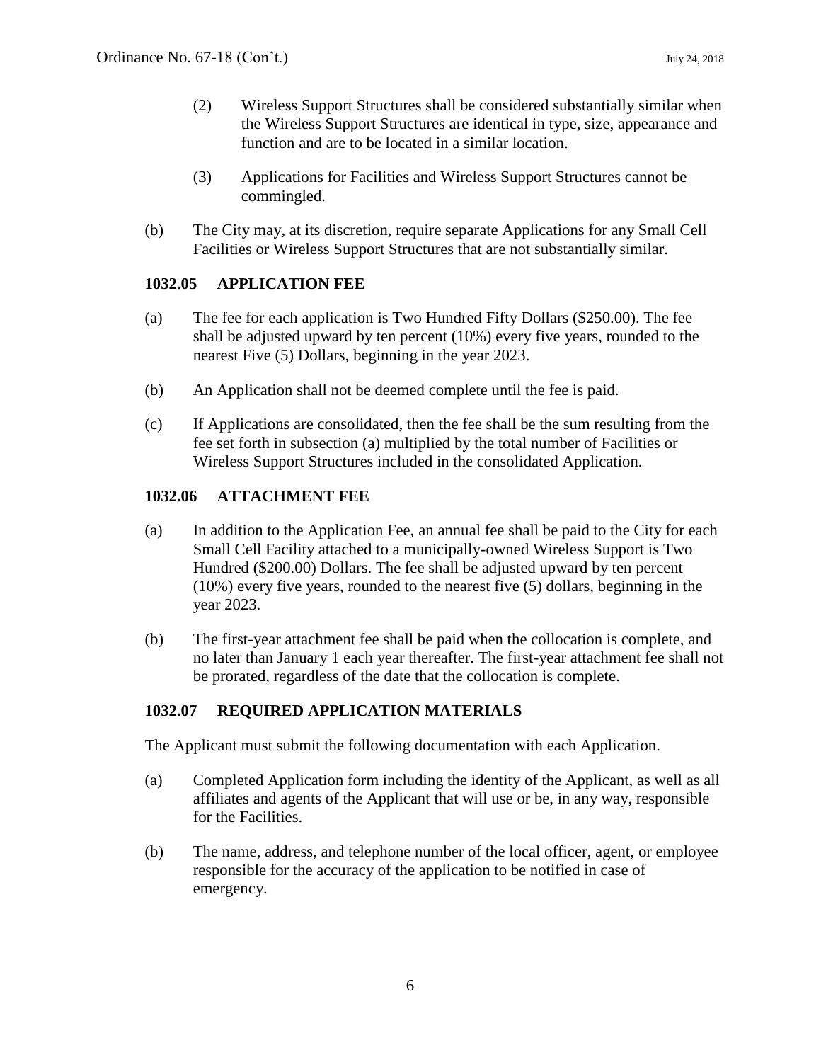(2) Wireless Support Structures shall be considered substantially similar when the Wireless Support Structures are identical in type, size, appearance and function and are to be located in a similar location.

(3) Applications for Facilities and Wireless Support Structures cannot be commingled.

(b) The City may, at its discretion, require separate Applications for any Small Cell Facilities or Wireless Support Structures that are not substantially similar.

### 1032.05 APPLICATION FEE

(a) The fee for each application is Two Hundred Fifty Dollars ($250.00). The fee shall be adjusted upward by ten percent (10%) every five years, rounded to the nearest Five (5) Dollars, beginning in the year 2023.

(b) An Application shall not be deemed complete until the fee is paid.

(c) If Applications are consolidated, then the fee shall be the sum resulting from the fee set forth in subsection (a) multiplied by the total number of Facilities or Wireless Support Structures included in the consolidated Application.

### 1032.06 ATTACHMENT FEE

(a) In addition to the Application Fee, an annual fee shall be paid to the City for each Small Cell Facility attached to a municipally-owned Wireless Support is Two Hundred ($200.00) Dollars. The fee shall be adjusted upward by ten percent (10%) every five years, rounded to the nearest five (5) dollars, beginning in the year 2023.

(b) The first-year attachment fee shall be paid when the collocation is complete, and no later than January 1 each year thereafter. The first-year attachment fee shall not be prorated, regardless of the date that the collocation is complete.

### 1032.07 REQUIRED APPLICATION MATERIALS

The Applicant must submit the following documentation with each Application.

(a) Completed Application form including the identity of the Applicant, as well as all affiliates and agents of the Applicant that will use or be, in any way, responsible for the Facilities.

(b) The name, address, and telephone number of the local officer, agent, or employee responsible for the accuracy of the application to be notified in case of emergency.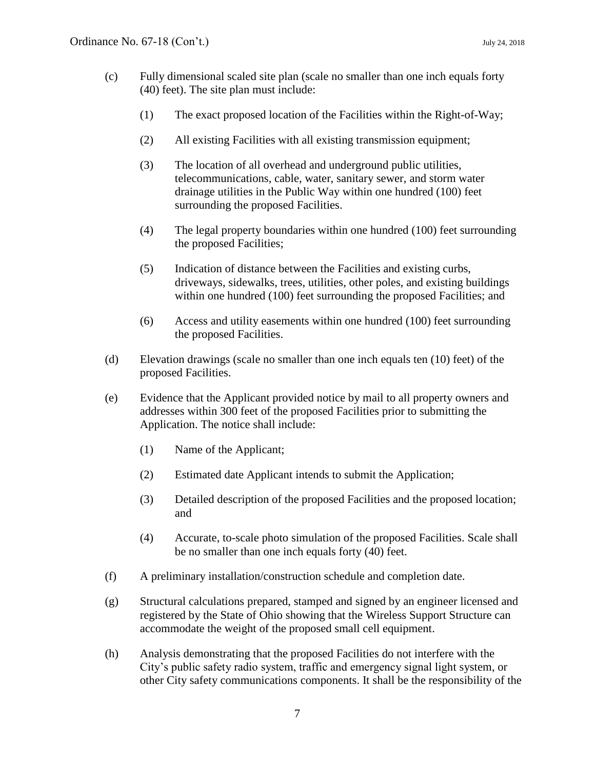(c) Fully dimensional scaled site plan (scale no smaller than one inch equals forty (40) feet). The site plan must include:

(1) The exact proposed location of the Facilities within the Right-of-Way;

(2) All existing Facilities with all existing transmission equipment;

(3) The location of all overhead and underground public utilities, telecommunications, cable, water, sanitary sewer, and storm water drainage utilities in the Public Way within one hundred (100) feet surrounding the proposed Facilities.

(4) The legal property boundaries within one hundred (100) feet surrounding the proposed Facilities;

(5) Indication of distance between the Facilities and existing curbs, driveways, sidewalks, trees, utilities, other poles, and existing buildings within one hundred (100) feet surrounding the proposed Facilities; and

(6) Access and utility easements within one hundred (100) feet surrounding the proposed Facilities.

(d) Elevation drawings (scale no smaller than one inch equals ten (10) feet) of the proposed Facilities.

(e) Evidence that the Applicant provided notice by mail to all property owners and addresses within 300 feet of the proposed Facilities prior to submitting the Application. The notice shall include:

(1) Name of the Applicant;

(2) Estimated date Applicant intends to submit the Application;

(3) Detailed description of the proposed Facilities and the proposed location; and

(4) Accurate, to-scale photo simulation of the proposed Facilities. Scale shall be no smaller than one inch equals forty (40) feet.

(f) A preliminary installation/construction schedule and completion date.

(g) Structural calculations prepared, stamped and signed by an engineer licensed and registered by the State of Ohio showing that the Wireless Support Structure can accommodate the weight of the proposed small cell equipment.

(h) Analysis demonstrating that the proposed Facilities do not interfere with the City's public safety radio system, traffic and emergency signal light system, or other City safety communications components. It shall be the responsibility of the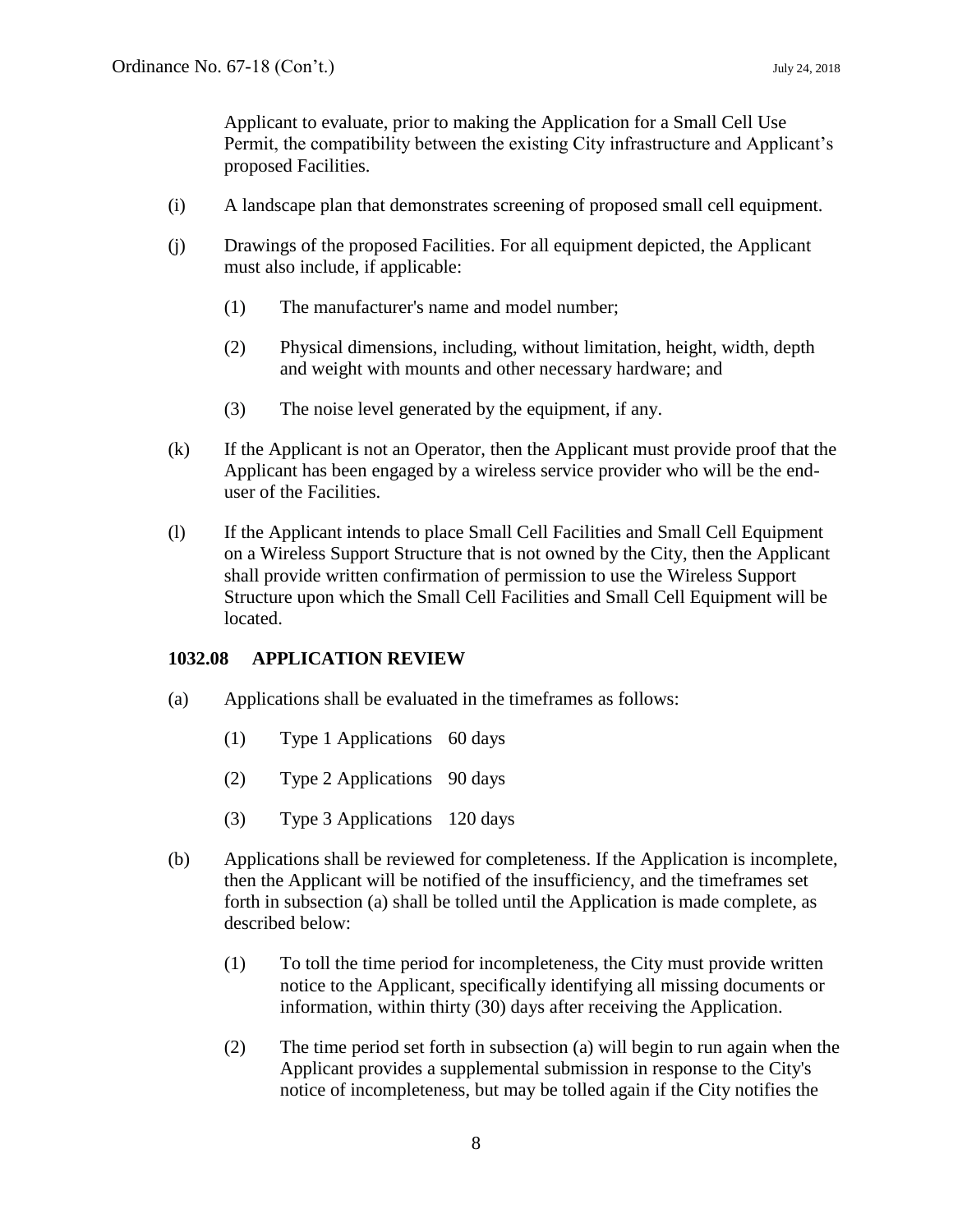Applicant to evaluate, prior to making the Application for a Small Cell Use Permit, the compatibility between the existing City infrastructure and Applicant's proposed Facilities.

(i) A landscape plan that demonstrates screening of proposed small cell equipment.

(j) Drawings of the proposed Facilities. For all equipment depicted, the Applicant must also include, if applicable:

(1) The manufacturer's name and model number;

(2) Physical dimensions, including, without limitation, height, width, depth and weight with mounts and other necessary hardware; and

(3) The noise level generated by the equipment, if any.

(k) If the Applicant is not an Operator, then the Applicant must provide proof that the Applicant has been engaged by a wireless service provider who will be the end-user of the Facilities.

(l) If the Applicant intends to place Small Cell Facilities and Small Cell Equipment on a Wireless Support Structure that is not owned by the City, then the Applicant shall provide written confirmation of permission to use the Wireless Support Structure upon which the Small Cell Facilities and Small Cell Equipment will be located.

**1032.08 APPLICATION REVIEW**

(a) Applications shall be evaluated in the timeframes as follows:

(1) Type 1 Applications 60 days

(2) Type 2 Applications 90 days

(3) Type 3 Applications 120 days

(b) Applications shall be reviewed for completeness. If the Application is incomplete, then the Applicant will be notified of the insufficiency, and the timeframes set forth in subsection (a) shall be tolled until the Application is made complete, as described below:

(1) To toll the time period for incompleteness, the City must provide written notice to the Applicant, specifically identifying all missing documents or information, within thirty (30) days after receiving the Application.

(2) The time period set forth in subsection (a) will begin to run again when the Applicant provides a supplemental submission in response to the City's notice of incompleteness, but may be tolled again if the City notifies the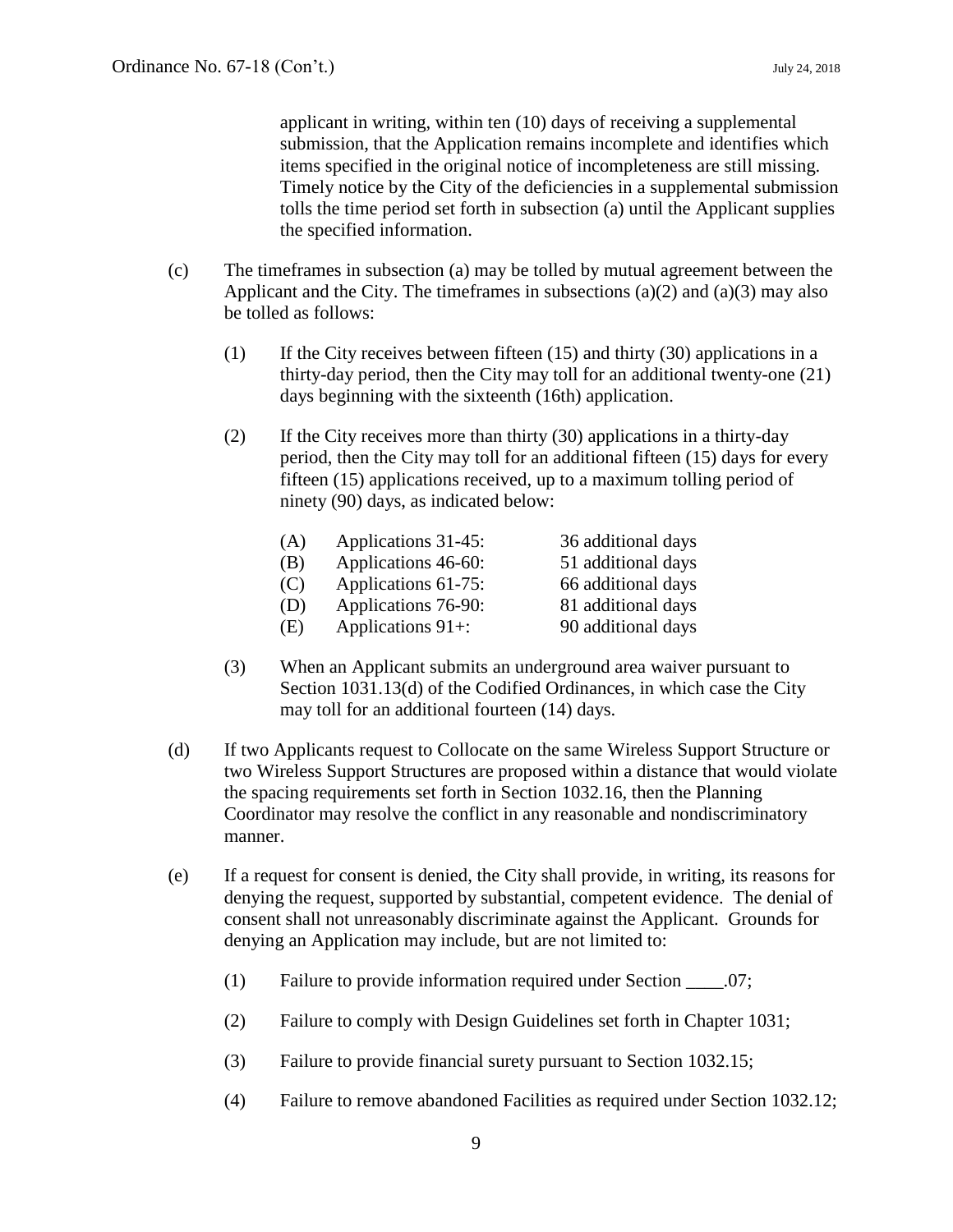applicant in writing, within ten (10) days of receiving a supplemental submission, that the Application remains incomplete and identifies which items specified in the original notice of incompleteness are still missing. Timely notice by the City of the deficiencies in a supplemental submission tolls the time period set forth in subsection (a) until the Applicant supplies the specified information.

(c) The timeframes in subsection (a) may be tolled by mutual agreement between the Applicant and the City. The timeframes in subsections (a)(2) and (a)(3) may also be tolled as follows:

(1) If the City receives between fifteen (15) and thirty (30) applications in a thirty-day period, then the City may toll for an additional twenty-one (21) days beginning with the sixteenth (16th) application.

(2) If the City receives more than thirty (30) applications in a thirty-day period, then the City may toll for an additional fifteen (15) days for every fifteen (15) applications received, up to a maximum tolling period of ninety (90) days, as indicated below:

(A) Applications 31-45: 36 additional days
(B) Applications 46-60: 51 additional days
(C) Applications 61-75: 66 additional days
(D) Applications 76-90: 81 additional days
(E) Applications 91+: 90 additional days

(3) When an Applicant submits an underground area waiver pursuant to Section 1031.13(d) of the Codified Ordinances, in which case the City may toll for an additional fourteen (14) days.

(d) If two Applicants request to Collocate on the same Wireless Support Structure or two Wireless Support Structures are proposed within a distance that would violate the spacing requirements set forth in Section 1032.16, then the Planning Coordinator may resolve the conflict in any reasonable and nondiscriminatory manner.

(e) If a request for consent is denied, the City shall provide, in writing, its reasons for denying the request, supported by substantial, competent evidence. The denial of consent shall not unreasonably discriminate against the Applicant. Grounds for denying an Application may include, but are not limited to:

(1) Failure to provide information required under Section ____.07;

(2) Failure to comply with Design Guidelines set forth in Chapter 1031;

(3) Failure to provide financial surety pursuant to Section 1032.15;

(4) Failure to remove abandoned Facilities as required under Section 1032.12;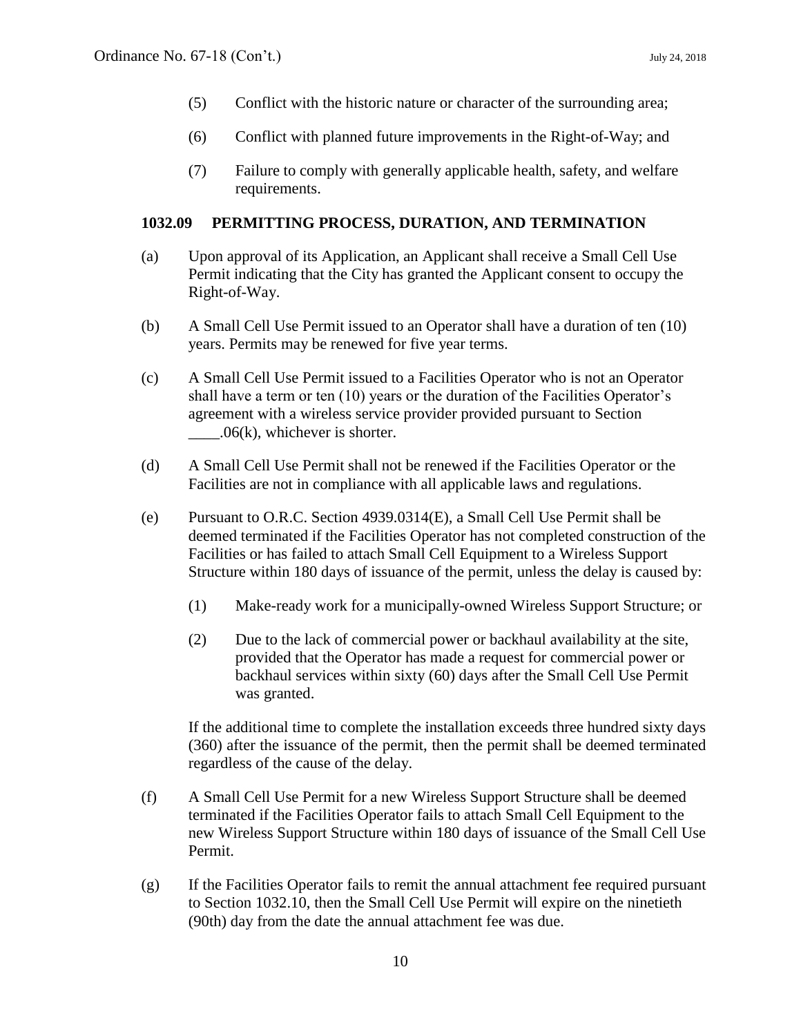(5) Conflict with the historic nature or character of the surrounding area;

(6) Conflict with planned future improvements in the Right-of-Way; and

(7) Failure to comply with generally applicable health, safety, and welfare requirements.

### 1032.09 PERMITTING PROCESS, DURATION, AND TERMINATION

(a) Upon approval of its Application, an Applicant shall receive a Small Cell Use Permit indicating that the City has granted the Applicant consent to occupy the Right-of-Way.

(b) A Small Cell Use Permit issued to an Operator shall have a duration of ten (10) years. Permits may be renewed for five year terms.

(c) A Small Cell Use Permit issued to a Facilities Operator who is not an Operator shall have a term or ten (10) years or the duration of the Facilities Operator's agreement with a wireless service provider provided pursuant to Section ____.06(k), whichever is shorter.

(d) A Small Cell Use Permit shall not be renewed if the Facilities Operator or the Facilities are not in compliance with all applicable laws and regulations.

(e) Pursuant to O.R.C. Section 4939.0314(E), a Small Cell Use Permit shall be deemed terminated if the Facilities Operator has not completed construction of the Facilities or has failed to attach Small Cell Equipment to a Wireless Support Structure within 180 days of issuance of the permit, unless the delay is caused by:

(1) Make-ready work for a municipally-owned Wireless Support Structure; or

(2) Due to the lack of commercial power or backhaul availability at the site, provided that the Operator has made a request for commercial power or backhaul services within sixty (60) days after the Small Cell Use Permit was granted.

If the additional time to complete the installation exceeds three hundred sixty days (360) after the issuance of the permit, then the permit shall be deemed terminated regardless of the cause of the delay.

(f) A Small Cell Use Permit for a new Wireless Support Structure shall be deemed terminated if the Facilities Operator fails to attach Small Cell Equipment to the new Wireless Support Structure within 180 days of issuance of the Small Cell Use Permit.

(g) If the Facilities Operator fails to remit the annual attachment fee required pursuant to Section 1032.10, then the Small Cell Use Permit will expire on the ninetieth (90th) day from the date the annual attachment fee was due.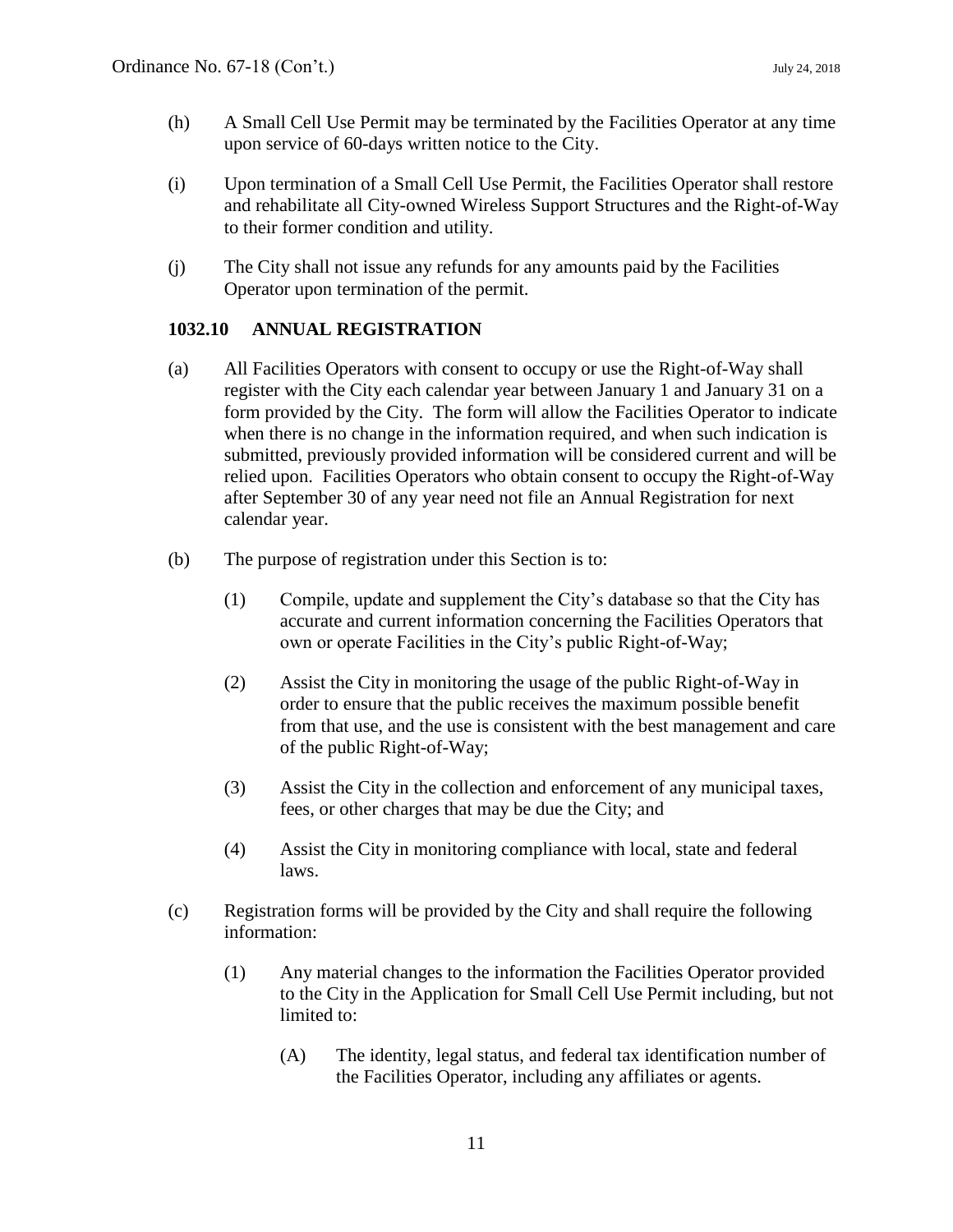(h) A Small Cell Use Permit may be terminated by the Facilities Operator at any time upon service of 60-days written notice to the City.

(i) Upon termination of a Small Cell Use Permit, the Facilities Operator shall restore and rehabilitate all City-owned Wireless Support Structures and the Right-of-Way to their former condition and utility.

(j) The City shall not issue any refunds for any amounts paid by the Facilities Operator upon termination of the permit.

### 1032.10 ANNUAL REGISTRATION

(a) All Facilities Operators with consent to occupy or use the Right-of-Way shall register with the City each calendar year between January 1 and January 31 on a form provided by the City. The form will allow the Facilities Operator to indicate when there is no change in the information required, and when such indication is submitted, previously provided information will be considered current and will be relied upon. Facilities Operators who obtain consent to occupy the Right-of-Way after September 30 of any year need not file an Annual Registration for next calendar year.

(b) The purpose of registration under this Section is to:

(1) Compile, update and supplement the City's database so that the City has accurate and current information concerning the Facilities Operators that own or operate Facilities in the City's public Right-of-Way;

(2) Assist the City in monitoring the usage of the public Right-of-Way in order to ensure that the public receives the maximum possible benefit from that use, and the use is consistent with the best management and care of the public Right-of-Way;

(3) Assist the City in the collection and enforcement of any municipal taxes, fees, or other charges that may be due the City; and

(4) Assist the City in monitoring compliance with local, state and federal laws.

(c) Registration forms will be provided by the City and shall require the following information:

(1) Any material changes to the information the Facilities Operator provided to the City in the Application for Small Cell Use Permit including, but not limited to:

(A) The identity, legal status, and federal tax identification number of the Facilities Operator, including any affiliates or agents.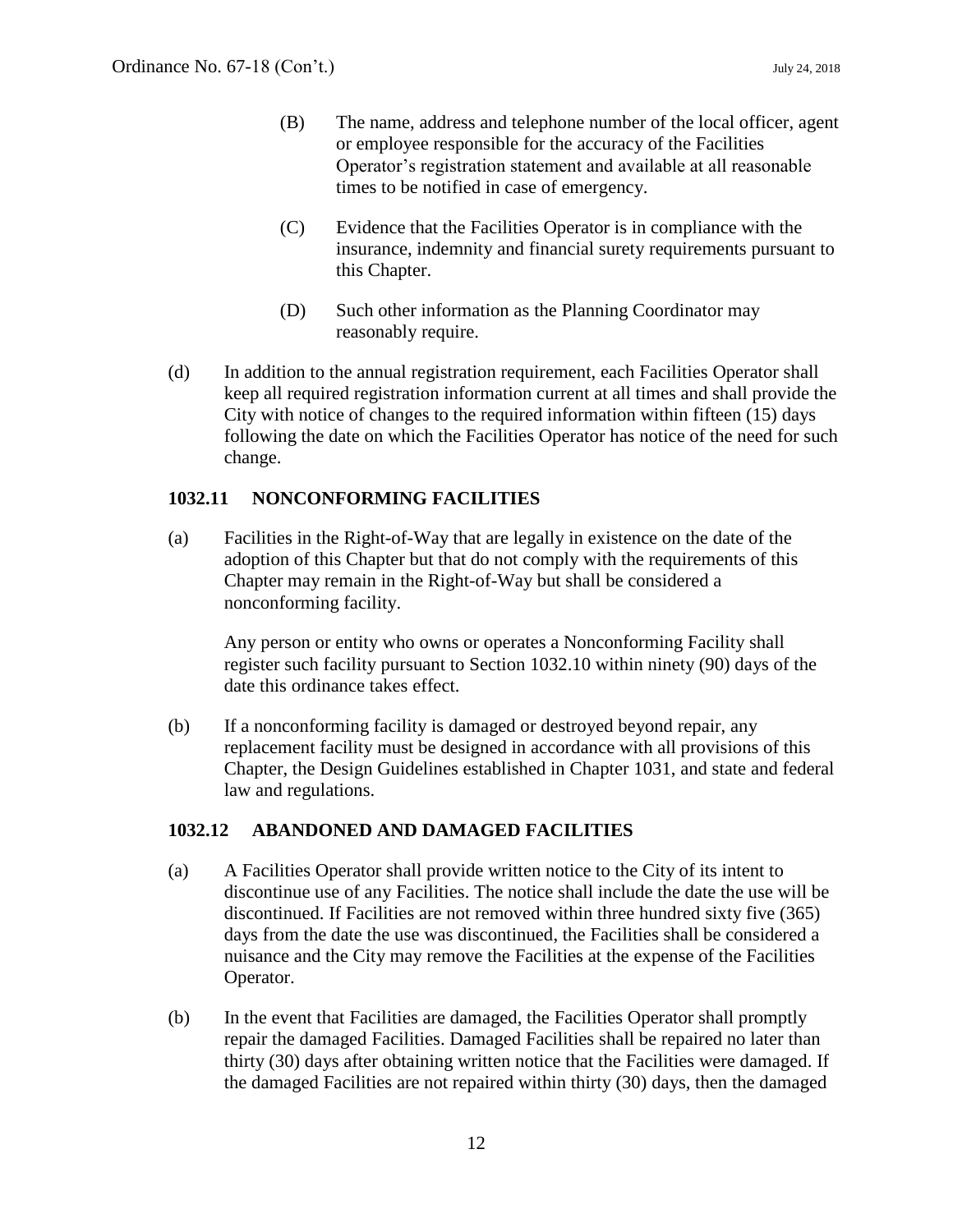(B) The name, address and telephone number of the local officer, agent or employee responsible for the accuracy of the Facilities Operator's registration statement and available at all reasonable times to be notified in case of emergency.

(C) Evidence that the Facilities Operator is in compliance with the insurance, indemnity and financial surety requirements pursuant to this Chapter.

(D) Such other information as the Planning Coordinator may reasonably require.

(d) In addition to the annual registration requirement, each Facilities Operator shall keep all required registration information current at all times and shall provide the City with notice of changes to the required information within fifteen (15) days following the date on which the Facilities Operator has notice of the need for such change.

## 1032.11 NONCONFORMING FACILITIES

(a) Facilities in the Right-of-Way that are legally in existence on the date of the adoption of this Chapter but that do not comply with the requirements of this Chapter may remain in the Right-of-Way but shall be considered a nonconforming facility.

Any person or entity who owns or operates a Nonconforming Facility shall register such facility pursuant to Section 1032.10 within ninety (90) days of the date this ordinance takes effect.

(b) If a nonconforming facility is damaged or destroyed beyond repair, any replacement facility must be designed in accordance with all provisions of this Chapter, the Design Guidelines established in Chapter 1031, and state and federal law and regulations.

## 1032.12 ABANDONED AND DAMAGED FACILITIES

(a) A Facilities Operator shall provide written notice to the City of its intent to discontinue use of any Facilities. The notice shall include the date the use will be discontinued. If Facilities are not removed within three hundred sixty five (365) days from the date the use was discontinued, the Facilities shall be considered a nuisance and the City may remove the Facilities at the expense of the Facilities Operator.

(b) In the event that Facilities are damaged, the Facilities Operator shall promptly repair the damaged Facilities. Damaged Facilities shall be repaired no later than thirty (30) days after obtaining written notice that the Facilities were damaged. If the damaged Facilities are not repaired within thirty (30) days, then the damaged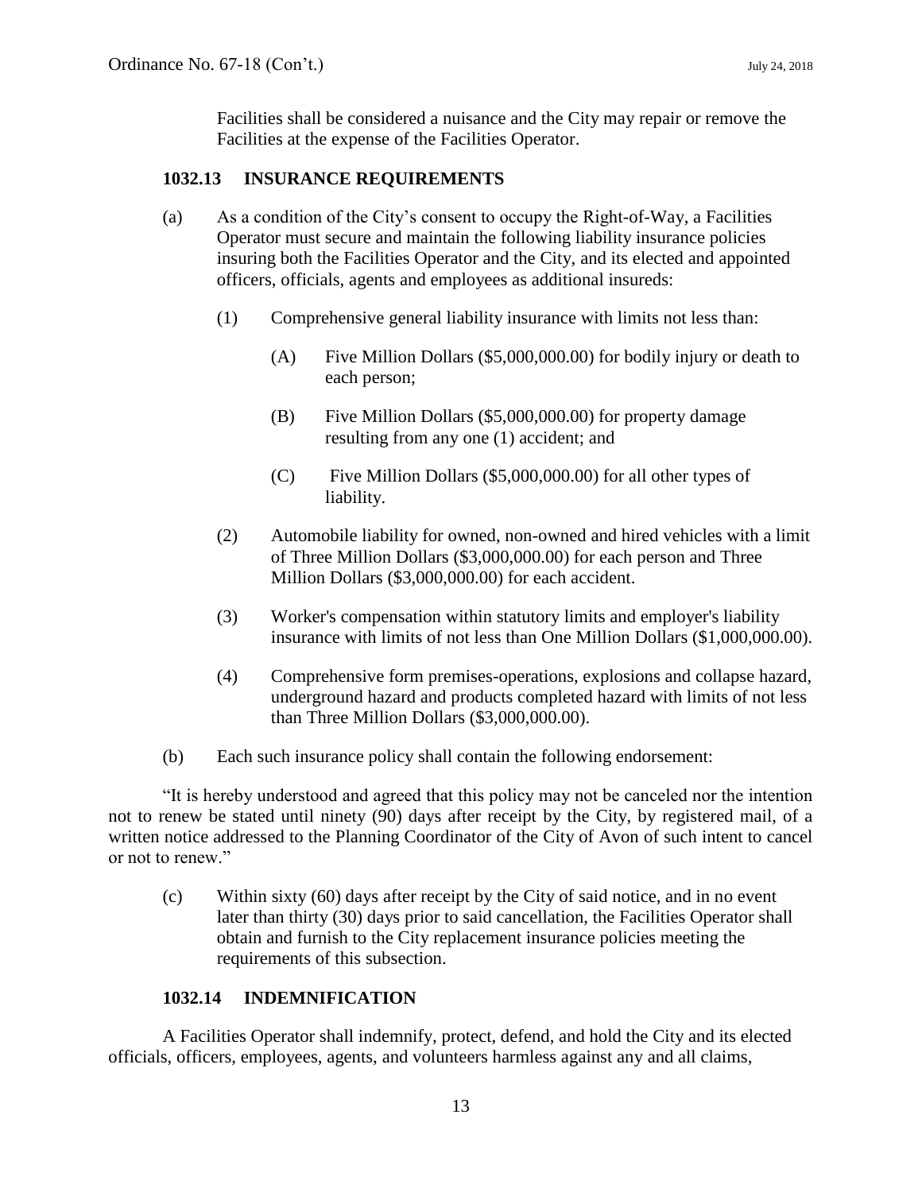Facilities shall be considered a nuisance and the City may repair or remove the Facilities at the expense of the Facilities Operator.

**1032.13 INSURANCE REQUIREMENTS**

(a) As a condition of the City's consent to occupy the Right-of-Way, a Facilities Operator must secure and maintain the following liability insurance policies insuring both the Facilities Operator and the City, and its elected and appointed officers, officials, agents and employees as additional insureds:

(1) Comprehensive general liability insurance with limits not less than:

(A) Five Million Dollars ($5,000,000.00) for bodily injury or death to each person;

(B) Five Million Dollars ($5,000,000.00) for property damage resulting from any one (1) accident; and

(C) Five Million Dollars ($5,000,000.00) for all other types of liability.

(2) Automobile liability for owned, non-owned and hired vehicles with a limit of Three Million Dollars ($3,000,000.00) for each person and Three Million Dollars ($3,000,000.00) for each accident.

(3) Worker's compensation within statutory limits and employer's liability insurance with limits of not less than One Million Dollars ($1,000,000.00).

(4) Comprehensive form premises-operations, explosions and collapse hazard, underground hazard and products completed hazard with limits of not less than Three Million Dollars ($3,000,000.00).

(b) Each such insurance policy shall contain the following endorsement:

"It is hereby understood and agreed that this policy may not be canceled nor the intention not to renew be stated until ninety (90) days after receipt by the City, by registered mail, of a written notice addressed to the Planning Coordinator of the City of Avon of such intent to cancel or not to renew."

(c) Within sixty (60) days after receipt by the City of said notice, and in no event later than thirty (30) days prior to said cancellation, the Facilities Operator shall obtain and furnish to the City replacement insurance policies meeting the requirements of this subsection.

**1032.14 INDEMNIFICATION**

A Facilities Operator shall indemnify, protect, defend, and hold the City and its elected officials, officers, employees, agents, and volunteers harmless against any and all claims,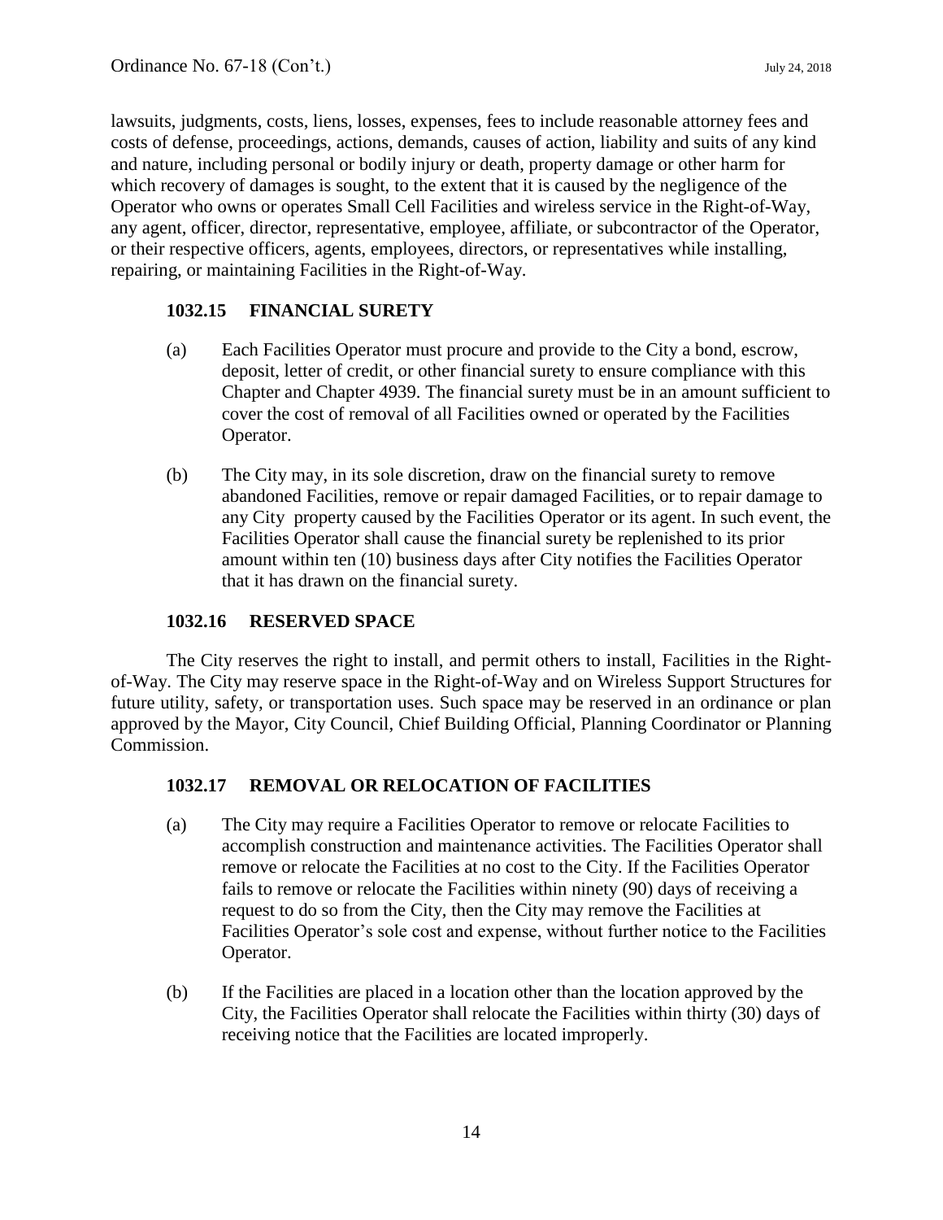lawsuits, judgments, costs, liens, losses, expenses, fees to include reasonable attorney fees and costs of defense, proceedings, actions, demands, causes of action, liability and suits of any kind and nature, including personal or bodily injury or death, property damage or other harm for which recovery of damages is sought, to the extent that it is caused by the negligence of the Operator who owns or operates Small Cell Facilities and wireless service in the Right-of-Way, any agent, officer, director, representative, employee, affiliate, or subcontractor of the Operator, or their respective officers, agents, employees, directors, or representatives while installing, repairing, or maintaining Facilities in the Right-of-Way.

### 1032.15 FINANCIAL SURETY

(a) Each Facilities Operator must procure and provide to the City a bond, escrow, deposit, letter of credit, or other financial surety to ensure compliance with this Chapter and Chapter 4939. The financial surety must be in an amount sufficient to cover the cost of removal of all Facilities owned or operated by the Facilities Operator.

(b) The City may, in its sole discretion, draw on the financial surety to remove abandoned Facilities, remove or repair damaged Facilities, or to repair damage to any City property caused by the Facilities Operator or its agent. In such event, the Facilities Operator shall cause the financial surety be replenished to its prior amount within ten (10) business days after City notifies the Facilities Operator that it has drawn on the financial surety.

### 1032.16 RESERVED SPACE

The City reserves the right to install, and permit others to install, Facilities in the Right-of-Way. The City may reserve space in the Right-of-Way and on Wireless Support Structures for future utility, safety, or transportation uses. Such space may be reserved in an ordinance or plan approved by the Mayor, City Council, Chief Building Official, Planning Coordinator or Planning Commission.

### 1032.17 REMOVAL OR RELOCATION OF FACILITIES

(a) The City may require a Facilities Operator to remove or relocate Facilities to accomplish construction and maintenance activities. The Facilities Operator shall remove or relocate the Facilities at no cost to the City. If the Facilities Operator fails to remove or relocate the Facilities within ninety (90) days of receiving a request to do so from the City, then the City may remove the Facilities at Facilities Operator's sole cost and expense, without further notice to the Facilities Operator.

(b) If the Facilities are placed in a location other than the location approved by the City, the Facilities Operator shall relocate the Facilities within thirty (30) days of receiving notice that the Facilities are located improperly.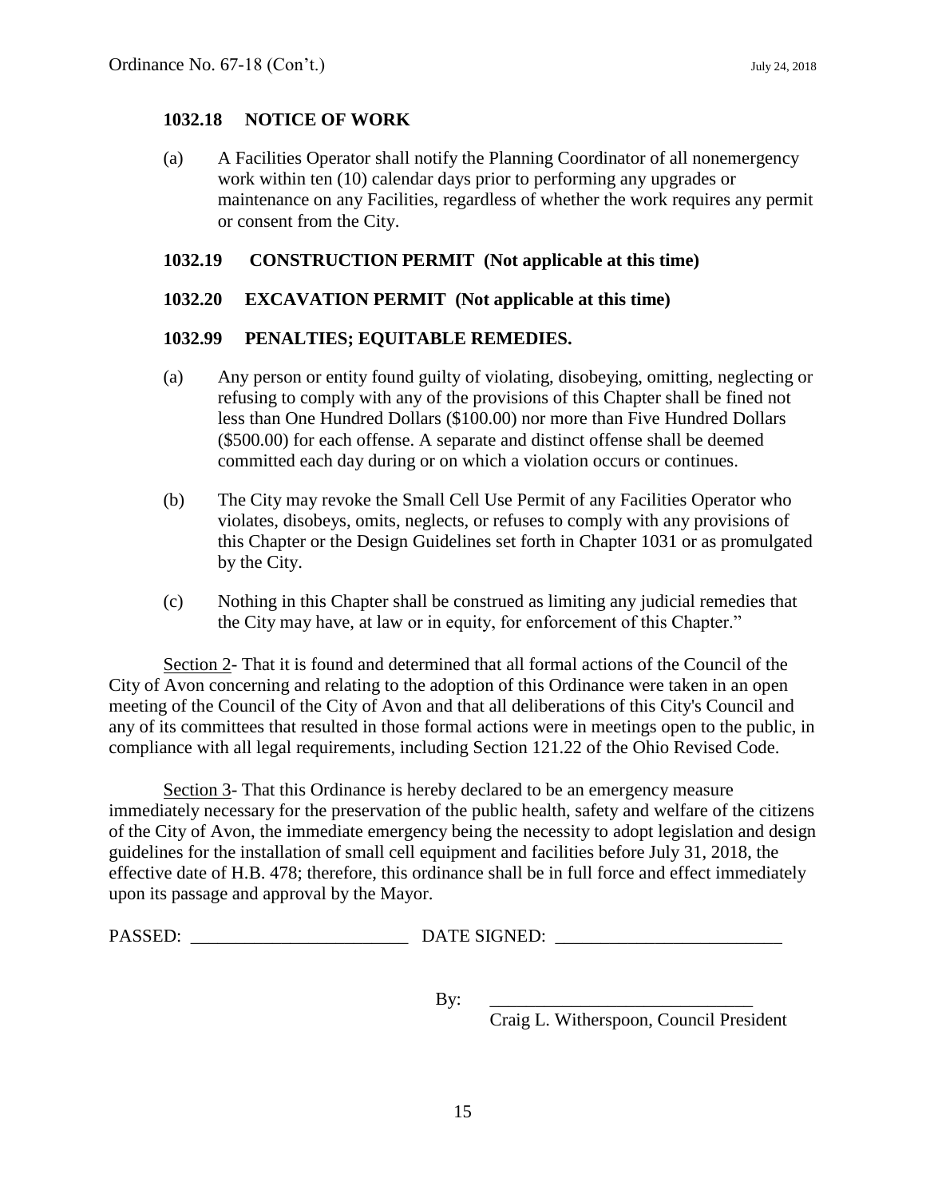### 1032.18 NOTICE OF WORK

(a) A Facilities Operator shall notify the Planning Coordinator of all nonemergency work within ten (10) calendar days prior to performing any upgrades or maintenance on any Facilities, regardless of whether the work requires any permit or consent from the City.

### 1032.19 CONSTRUCTION PERMIT (Not applicable at this time)

### 1032.20 EXCAVATION PERMIT (Not applicable at this time)

### 1032.99 PENALTIES; EQUITABLE REMEDIES.

(a) Any person or entity found guilty of violating, disobeying, omitting, neglecting or refusing to comply with any of the provisions of this Chapter shall be fined not less than One Hundred Dollars ($100.00) nor more than Five Hundred Dollars ($500.00) for each offense. A separate and distinct offense shall be deemed committed each day during or on which a violation occurs or continues.

(b) The City may revoke the Small Cell Use Permit of any Facilities Operator who violates, disobeys, omits, neglects, or refuses to comply with any provisions of this Chapter or the Design Guidelines set forth in Chapter 1031 or as promulgated by the City.

(c) Nothing in this Chapter shall be construed as limiting any judicial remedies that the City may have, at law or in equity, for enforcement of this Chapter."

Section 2- That it is found and determined that all formal actions of the Council of the City of Avon concerning and relating to the adoption of this Ordinance were taken in an open meeting of the Council of the City of Avon and that all deliberations of this City's Council and any of its committees that resulted in those formal actions were in meetings open to the public, in compliance with all legal requirements, including Section 121.22 of the Ohio Revised Code.

Section 3- That this Ordinance is hereby declared to be an emergency measure immediately necessary for the preservation of the public health, safety and welfare of the citizens of the City of Avon, the immediate emergency being the necessity to adopt legislation and design guidelines for the installation of small cell equipment and facilities before July 31, 2018, the effective date of H.B. 478; therefore, this ordinance shall be in full force and effect immediately upon its passage and approval by the Mayor.

PASSED: ________________________ DATE SIGNED: ________________________

By: ____________________________
Craig L. Witherspoon, Council President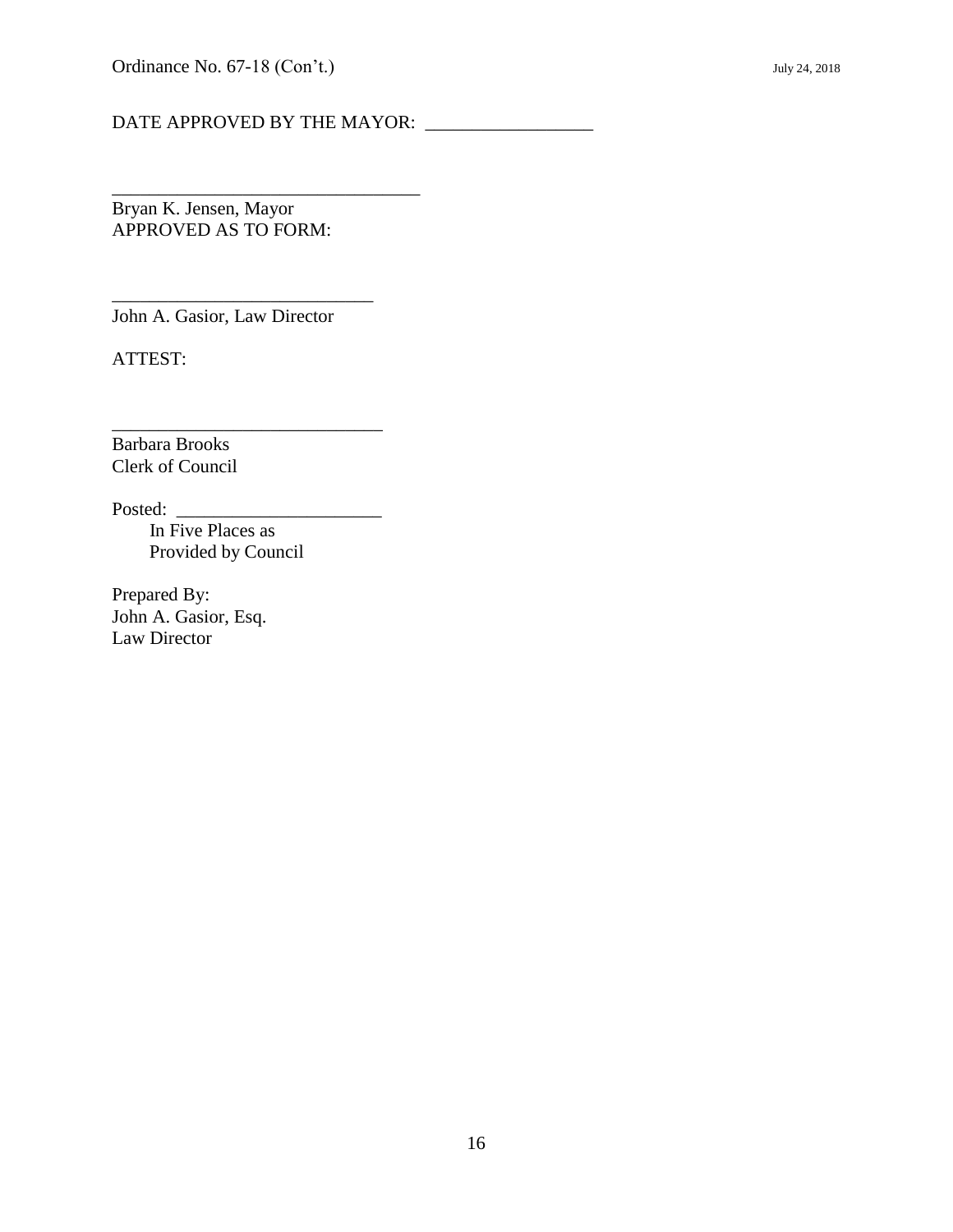DATE APPROVED BY THE MAYOR: __________________

_________________________________
Bryan K. Jensen, Mayor
APPROVED AS TO FORM:

____________________________
John A. Gasior, Law Director

ATTEST:

_____________________________
Barbara Brooks
Clerk of Council

Posted: ______________________
In Five Places as
Provided by Council

Prepared By:
John A. Gasior, Esq.
Law Director